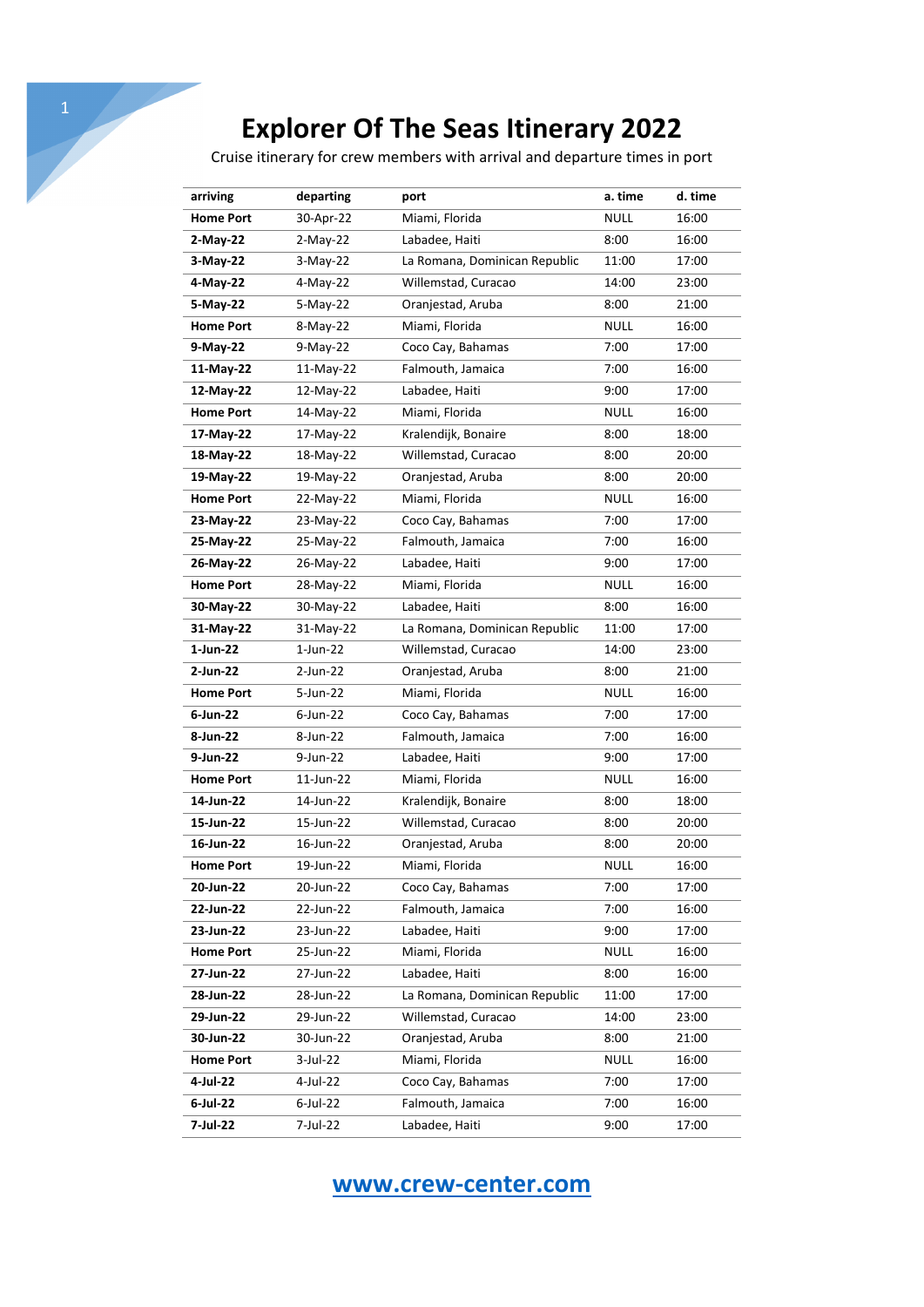# Explorer Of The Seas Itinerary 2022

Cruise itinerary for crew members with arrival and departure times in port

| arriving | departing | port | a. time | d. time |
|---|---|---|---|---|
| **Home Port** | 30-Apr-22 | Miami, Florida | NULL | 16:00 |
| **2-May-22** | 2-May-22 | Labadee, Haiti | 8:00 | 16:00 |
| **3-May-22** | 3-May-22 | La Romana, Dominican Republic | 11:00 | 17:00 |
| **4-May-22** | 4-May-22 | Willemstad, Curacao | 14:00 | 23:00 |
| **5-May-22** | 5-May-22 | Oranjestad, Aruba | 8:00 | 21:00 |
| **Home Port** | 8-May-22 | Miami, Florida | NULL | 16:00 |
| **9-May-22** | 9-May-22 | Coco Cay, Bahamas | 7:00 | 17:00 |
| **11-May-22** | 11-May-22 | Falmouth, Jamaica | 7:00 | 16:00 |
| **12-May-22** | 12-May-22 | Labadee, Haiti | 9:00 | 17:00 |
| **Home Port** | 14-May-22 | Miami, Florida | NULL | 16:00 |
| **17-May-22** | 17-May-22 | Kralendijk, Bonaire | 8:00 | 18:00 |
| **18-May-22** | 18-May-22 | Willemstad, Curacao | 8:00 | 20:00 |
| **19-May-22** | 19-May-22 | Oranjestad, Aruba | 8:00 | 20:00 |
| **Home Port** | 22-May-22 | Miami, Florida | NULL | 16:00 |
| **23-May-22** | 23-May-22 | Coco Cay, Bahamas | 7:00 | 17:00 |
| **25-May-22** | 25-May-22 | Falmouth, Jamaica | 7:00 | 16:00 |
| **26-May-22** | 26-May-22 | Labadee, Haiti | 9:00 | 17:00 |
| **Home Port** | 28-May-22 | Miami, Florida | NULL | 16:00 |
| **30-May-22** | 30-May-22 | Labadee, Haiti | 8:00 | 16:00 |
| **31-May-22** | 31-May-22 | La Romana, Dominican Republic | 11:00 | 17:00 |
| **1-Jun-22** | 1-Jun-22 | Willemstad, Curacao | 14:00 | 23:00 |
| **2-Jun-22** | 2-Jun-22 | Oranjestad, Aruba | 8:00 | 21:00 |
| **Home Port** | 5-Jun-22 | Miami, Florida | NULL | 16:00 |
| **6-Jun-22** | 6-Jun-22 | Coco Cay, Bahamas | 7:00 | 17:00 |
| **8-Jun-22** | 8-Jun-22 | Falmouth, Jamaica | 7:00 | 16:00 |
| **9-Jun-22** | 9-Jun-22 | Labadee, Haiti | 9:00 | 17:00 |
| **Home Port** | 11-Jun-22 | Miami, Florida | NULL | 16:00 |
| **14-Jun-22** | 14-Jun-22 | Kralendijk, Bonaire | 8:00 | 18:00 |
| **15-Jun-22** | 15-Jun-22 | Willemstad, Curacao | 8:00 | 20:00 |
| **16-Jun-22** | 16-Jun-22 | Oranjestad, Aruba | 8:00 | 20:00 |
| **Home Port** | 19-Jun-22 | Miami, Florida | NULL | 16:00 |
| **20-Jun-22** | 20-Jun-22 | Coco Cay, Bahamas | 7:00 | 17:00 |
| **22-Jun-22** | 22-Jun-22 | Falmouth, Jamaica | 7:00 | 16:00 |
| **23-Jun-22** | 23-Jun-22 | Labadee, Haiti | 9:00 | 17:00 |
| **Home Port** | 25-Jun-22 | Miami, Florida | NULL | 16:00 |
| **27-Jun-22** | 27-Jun-22 | Labadee, Haiti | 8:00 | 16:00 |
| **28-Jun-22** | 28-Jun-22 | La Romana, Dominican Republic | 11:00 | 17:00 |
| **29-Jun-22** | 29-Jun-22 | Willemstad, Curacao | 14:00 | 23:00 |
| **30-Jun-22** | 30-Jun-22 | Oranjestad, Aruba | 8:00 | 21:00 |
| **Home Port** | 3-Jul-22 | Miami, Florida | NULL | 16:00 |
| **4-Jul-22** | 4-Jul-22 | Coco Cay, Bahamas | 7:00 | 17:00 |
| **6-Jul-22** | 6-Jul-22 | Falmouth, Jamaica | 7:00 | 16:00 |
| **7-Jul-22** | 7-Jul-22 | Labadee, Haiti | 9:00 | 17:00 |

**www.crew-center.com**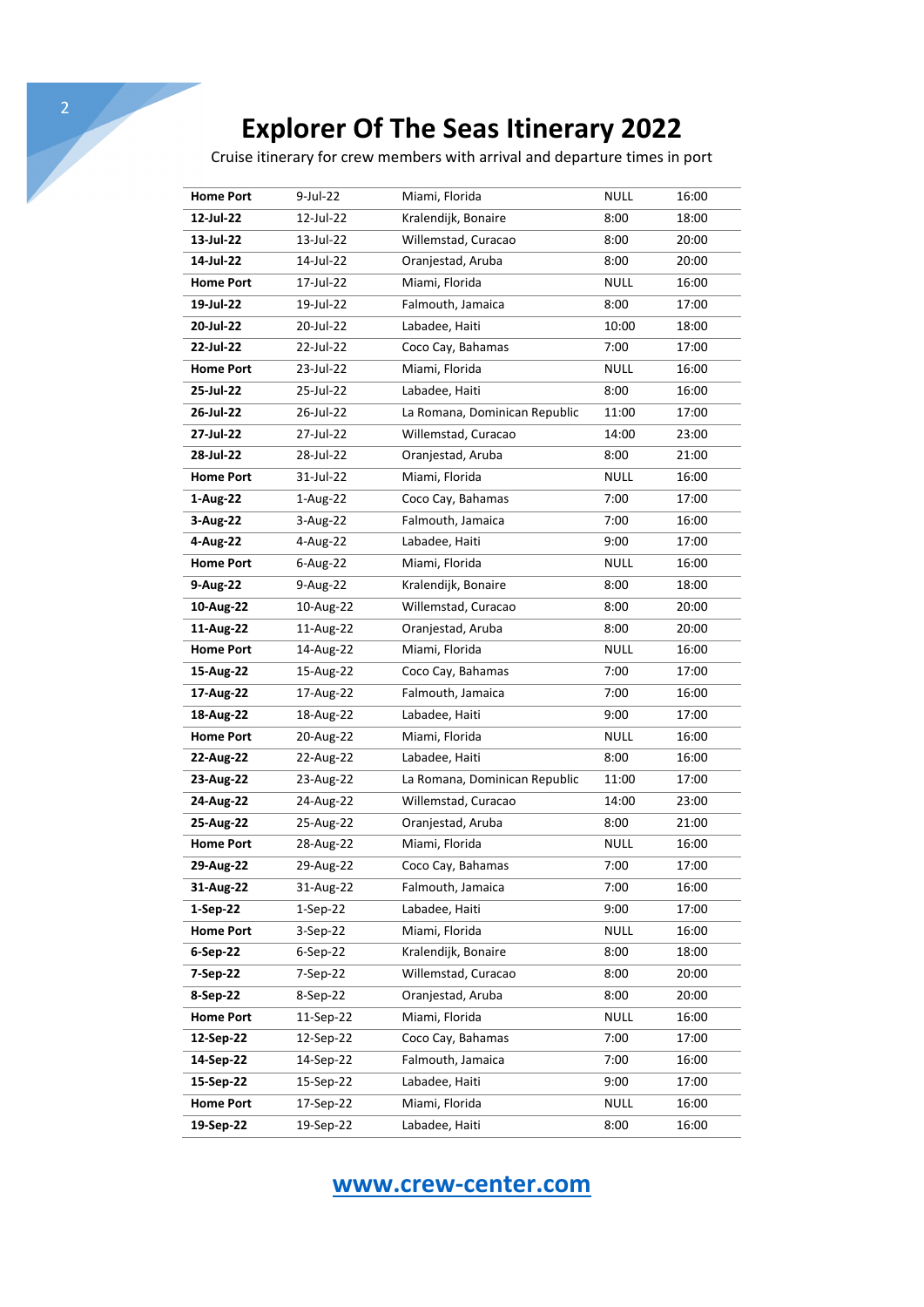# Explorer Of The Seas Itinerary 2022

Cruise itinerary for crew members with arrival and departure times in port

| | | | | |
|---|---|---|---|---|
| **Home Port** | 9-Jul-22 | Miami, Florida | NULL | 16:00 |
| **12-Jul-22** | 12-Jul-22 | Kralendijk, Bonaire | 8:00 | 18:00 |
| **13-Jul-22** | 13-Jul-22 | Willemstad, Curacao | 8:00 | 20:00 |
| **14-Jul-22** | 14-Jul-22 | Oranjestad, Aruba | 8:00 | 20:00 |
| **Home Port** | 17-Jul-22 | Miami, Florida | NULL | 16:00 |
| **19-Jul-22** | 19-Jul-22 | Falmouth, Jamaica | 8:00 | 17:00 |
| **20-Jul-22** | 20-Jul-22 | Labadee, Haiti | 10:00 | 18:00 |
| **22-Jul-22** | 22-Jul-22 | Coco Cay, Bahamas | 7:00 | 17:00 |
| **Home Port** | 23-Jul-22 | Miami, Florida | NULL | 16:00 |
| **25-Jul-22** | 25-Jul-22 | Labadee, Haiti | 8:00 | 16:00 |
| **26-Jul-22** | 26-Jul-22 | La Romana, Dominican Republic | 11:00 | 17:00 |
| **27-Jul-22** | 27-Jul-22 | Willemstad, Curacao | 14:00 | 23:00 |
| **28-Jul-22** | 28-Jul-22 | Oranjestad, Aruba | 8:00 | 21:00 |
| **Home Port** | 31-Jul-22 | Miami, Florida | NULL | 16:00 |
| **1-Aug-22** | 1-Aug-22 | Coco Cay, Bahamas | 7:00 | 17:00 |
| **3-Aug-22** | 3-Aug-22 | Falmouth, Jamaica | 7:00 | 16:00 |
| **4-Aug-22** | 4-Aug-22 | Labadee, Haiti | 9:00 | 17:00 |
| **Home Port** | 6-Aug-22 | Miami, Florida | NULL | 16:00 |
| **9-Aug-22** | 9-Aug-22 | Kralendijk, Bonaire | 8:00 | 18:00 |
| **10-Aug-22** | 10-Aug-22 | Willemstad, Curacao | 8:00 | 20:00 |
| **11-Aug-22** | 11-Aug-22 | Oranjestad, Aruba | 8:00 | 20:00 |
| **Home Port** | 14-Aug-22 | Miami, Florida | NULL | 16:00 |
| **15-Aug-22** | 15-Aug-22 | Coco Cay, Bahamas | 7:00 | 17:00 |
| **17-Aug-22** | 17-Aug-22 | Falmouth, Jamaica | 7:00 | 16:00 |
| **18-Aug-22** | 18-Aug-22 | Labadee, Haiti | 9:00 | 17:00 |
| **Home Port** | 20-Aug-22 | Miami, Florida | NULL | 16:00 |
| **22-Aug-22** | 22-Aug-22 | Labadee, Haiti | 8:00 | 16:00 |
| **23-Aug-22** | 23-Aug-22 | La Romana, Dominican Republic | 11:00 | 17:00 |
| **24-Aug-22** | 24-Aug-22 | Willemstad, Curacao | 14:00 | 23:00 |
| **25-Aug-22** | 25-Aug-22 | Oranjestad, Aruba | 8:00 | 21:00 |
| **Home Port** | 28-Aug-22 | Miami, Florida | NULL | 16:00 |
| **29-Aug-22** | 29-Aug-22 | Coco Cay, Bahamas | 7:00 | 17:00 |
| **31-Aug-22** | 31-Aug-22 | Falmouth, Jamaica | 7:00 | 16:00 |
| **1-Sep-22** | 1-Sep-22 | Labadee, Haiti | 9:00 | 17:00 |
| **Home Port** | 3-Sep-22 | Miami, Florida | NULL | 16:00 |
| **6-Sep-22** | 6-Sep-22 | Kralendijk, Bonaire | 8:00 | 18:00 |
| **7-Sep-22** | 7-Sep-22 | Willemstad, Curacao | 8:00 | 20:00 |
| **8-Sep-22** | 8-Sep-22 | Oranjestad, Aruba | 8:00 | 20:00 |
| **Home Port** | 11-Sep-22 | Miami, Florida | NULL | 16:00 |
| **12-Sep-22** | 12-Sep-22 | Coco Cay, Bahamas | 7:00 | 17:00 |
| **14-Sep-22** | 14-Sep-22 | Falmouth, Jamaica | 7:00 | 16:00 |
| **15-Sep-22** | 15-Sep-22 | Labadee, Haiti | 9:00 | 17:00 |
| **Home Port** | 17-Sep-22 | Miami, Florida | NULL | 16:00 |
| **19-Sep-22** | 19-Sep-22 | Labadee, Haiti | 8:00 | 16:00 |

[www.crew-center.com](http://www.crew-center.com)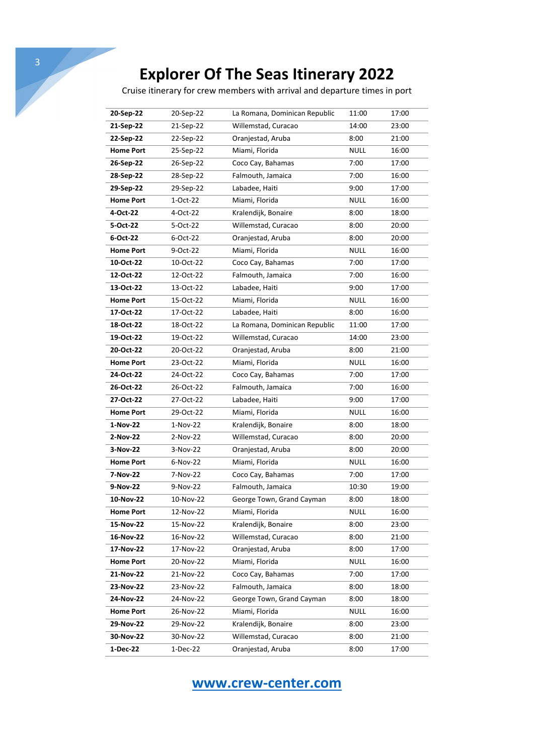# Explorer Of The Seas Itinerary 2022

Cruise itinerary for crew members with arrival and departure times in port

| | | | | |
|---|---|---|---|---|
| **20-Sep-22** | 20-Sep-22 | La Romana, Dominican Republic | 11:00 | 17:00 |
| **21-Sep-22** | 21-Sep-22 | Willemstad, Curacao | 14:00 | 23:00 |
| **22-Sep-22** | 22-Sep-22 | Oranjestad, Aruba | 8:00 | 21:00 |
| **Home Port** | 25-Sep-22 | Miami, Florida | NULL | 16:00 |
| **26-Sep-22** | 26-Sep-22 | Coco Cay, Bahamas | 7:00 | 17:00 |
| **28-Sep-22** | 28-Sep-22 | Falmouth, Jamaica | 7:00 | 16:00 |
| **29-Sep-22** | 29-Sep-22 | Labadee, Haiti | 9:00 | 17:00 |
| **Home Port** | 1-Oct-22 | Miami, Florida | NULL | 16:00 |
| **4-Oct-22** | 4-Oct-22 | Kralendijk, Bonaire | 8:00 | 18:00 |
| **5-Oct-22** | 5-Oct-22 | Willemstad, Curacao | 8:00 | 20:00 |
| **6-Oct-22** | 6-Oct-22 | Oranjestad, Aruba | 8:00 | 20:00 |
| **Home Port** | 9-Oct-22 | Miami, Florida | NULL | 16:00 |
| **10-Oct-22** | 10-Oct-22 | Coco Cay, Bahamas | 7:00 | 17:00 |
| **12-Oct-22** | 12-Oct-22 | Falmouth, Jamaica | 7:00 | 16:00 |
| **13-Oct-22** | 13-Oct-22 | Labadee, Haiti | 9:00 | 17:00 |
| **Home Port** | 15-Oct-22 | Miami, Florida | NULL | 16:00 |
| **17-Oct-22** | 17-Oct-22 | Labadee, Haiti | 8:00 | 16:00 |
| **18-Oct-22** | 18-Oct-22 | La Romana, Dominican Republic | 11:00 | 17:00 |
| **19-Oct-22** | 19-Oct-22 | Willemstad, Curacao | 14:00 | 23:00 |
| **20-Oct-22** | 20-Oct-22 | Oranjestad, Aruba | 8:00 | 21:00 |
| **Home Port** | 23-Oct-22 | Miami, Florida | NULL | 16:00 |
| **24-Oct-22** | 24-Oct-22 | Coco Cay, Bahamas | 7:00 | 17:00 |
| **26-Oct-22** | 26-Oct-22 | Falmouth, Jamaica | 7:00 | 16:00 |
| **27-Oct-22** | 27-Oct-22 | Labadee, Haiti | 9:00 | 17:00 |
| **Home Port** | 29-Oct-22 | Miami, Florida | NULL | 16:00 |
| **1-Nov-22** | 1-Nov-22 | Kralendijk, Bonaire | 8:00 | 18:00 |
| **2-Nov-22** | 2-Nov-22 | Willemstad, Curacao | 8:00 | 20:00 |
| **3-Nov-22** | 3-Nov-22 | Oranjestad, Aruba | 8:00 | 20:00 |
| **Home Port** | 6-Nov-22 | Miami, Florida | NULL | 16:00 |
| **7-Nov-22** | 7-Nov-22 | Coco Cay, Bahamas | 7:00 | 17:00 |
| **9-Nov-22** | 9-Nov-22 | Falmouth, Jamaica | 10:30 | 19:00 |
| **10-Nov-22** | 10-Nov-22 | George Town, Grand Cayman | 8:00 | 18:00 |
| **Home Port** | 12-Nov-22 | Miami, Florida | NULL | 16:00 |
| **15-Nov-22** | 15-Nov-22 | Kralendijk, Bonaire | 8:00 | 23:00 |
| **16-Nov-22** | 16-Nov-22 | Willemstad, Curacao | 8:00 | 21:00 |
| **17-Nov-22** | 17-Nov-22 | Oranjestad, Aruba | 8:00 | 17:00 |
| **Home Port** | 20-Nov-22 | Miami, Florida | NULL | 16:00 |
| **21-Nov-22** | 21-Nov-22 | Coco Cay, Bahamas | 7:00 | 17:00 |
| **23-Nov-22** | 23-Nov-22 | Falmouth, Jamaica | 8:00 | 18:00 |
| **24-Nov-22** | 24-Nov-22 | George Town, Grand Cayman | 8:00 | 18:00 |
| **Home Port** | 26-Nov-22 | Miami, Florida | NULL | 16:00 |
| **29-Nov-22** | 29-Nov-22 | Kralendijk, Bonaire | 8:00 | 23:00 |
| **30-Nov-22** | 30-Nov-22 | Willemstad, Curacao | 8:00 | 21:00 |
| **1-Dec-22** | 1-Dec-22 | Oranjestad, Aruba | 8:00 | 17:00 |

**[www.crew-center.com](http://www.crew-center.com)**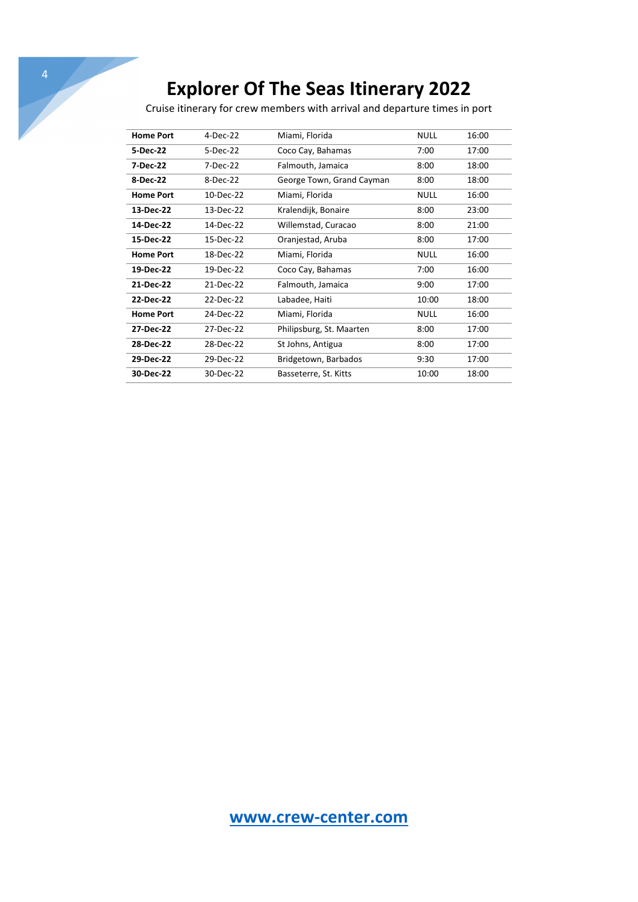# Explorer Of The Seas Itinerary 2022

Cruise itinerary for crew members with arrival and departure times in port

| | | | | |
|---|---|---|---|---|
| **Home Port** | 4-Dec-22 | Miami, Florida | NULL | 16:00 |
| **5-Dec-22** | 5-Dec-22 | Coco Cay, Bahamas | 7:00 | 17:00 |
| **7-Dec-22** | 7-Dec-22 | Falmouth, Jamaica | 8:00 | 18:00 |
| **8-Dec-22** | 8-Dec-22 | George Town, Grand Cayman | 8:00 | 18:00 |
| **Home Port** | 10-Dec-22 | Miami, Florida | NULL | 16:00 |
| **13-Dec-22** | 13-Dec-22 | Kralendijk, Bonaire | 8:00 | 23:00 |
| **14-Dec-22** | 14-Dec-22 | Willemstad, Curacao | 8:00 | 21:00 |
| **15-Dec-22** | 15-Dec-22 | Oranjestad, Aruba | 8:00 | 17:00 |
| **Home Port** | 18-Dec-22 | Miami, Florida | NULL | 16:00 |
| **19-Dec-22** | 19-Dec-22 | Coco Cay, Bahamas | 7:00 | 16:00 |
| **21-Dec-22** | 21-Dec-22 | Falmouth, Jamaica | 9:00 | 17:00 |
| **22-Dec-22** | 22-Dec-22 | Labadee, Haiti | 10:00 | 18:00 |
| **Home Port** | 24-Dec-22 | Miami, Florida | NULL | 16:00 |
| **27-Dec-22** | 27-Dec-22 | Philipsburg, St. Maarten | 8:00 | 17:00 |
| **28-Dec-22** | 28-Dec-22 | St Johns, Antigua | 8:00 | 17:00 |
| **29-Dec-22** | 29-Dec-22 | Bridgetown, Barbados | 9:30 | 17:00 |
| **30-Dec-22** | 30-Dec-22 | Basseterre, St. Kitts | 10:00 | 18:00 |

**www.crew-center.com**